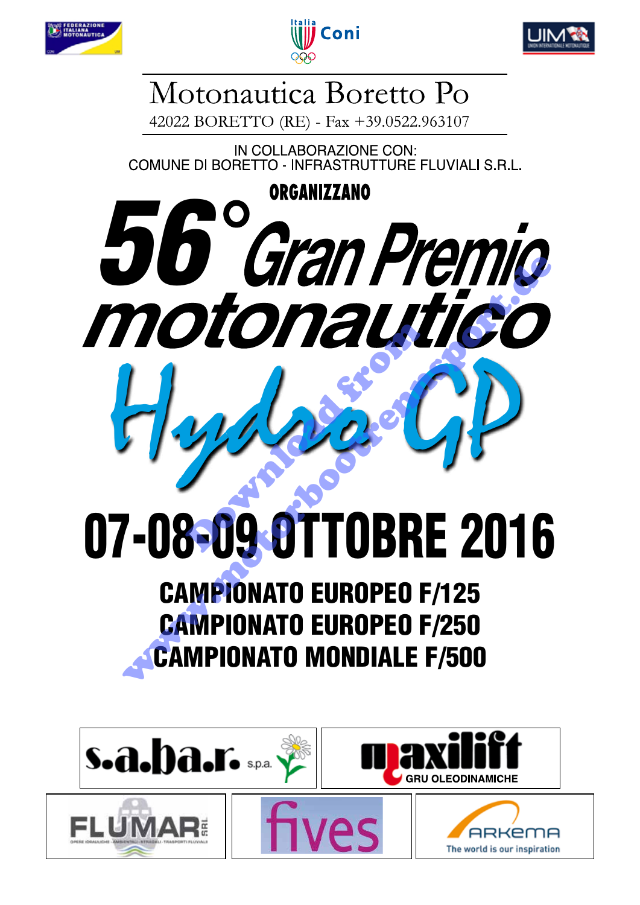# Motonautica Boretto Po

42022 BORETTO (RE) - Fax +39.0522.963107

IN COLLABORAZIONE CON:
COMUNE DI BORETTO - INFRASTRUTTURE FLUVIALI S.R.L.

**ORGANIZZANO**

# 56° Gran Premio motonautico

# Hydro GP

## 07-08-09 OTTOBRE 2016

**CAMPIONATO EUROPEO F/125**
**CAMPIONATO EUROPEO F/250**
**CAMPIONATO MONDIALE F/500**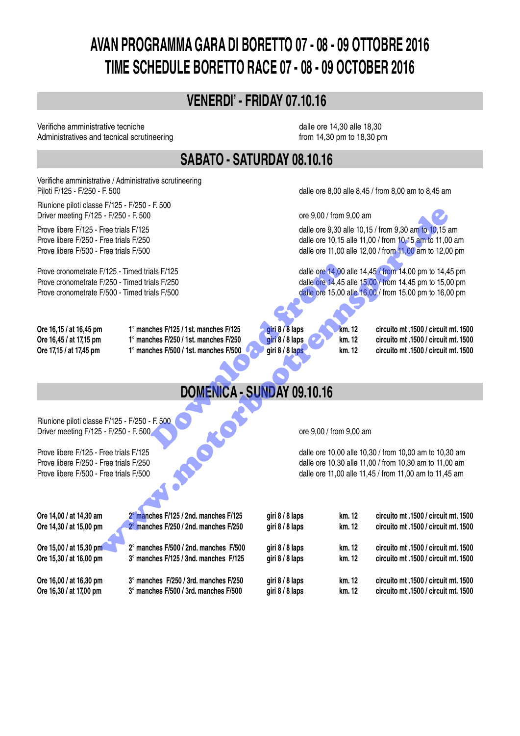# AVAN PROGRAMMA GARA DI BORETTO 07 - 08 - 09 OTTOBRE 2016
# TIME SCHEDULE BORETTO RACE 07 - 08 - 09 OCTOBER 2016

## VENERDI' - FRIDAY 07.10.16

| | |
|---|---|
| Verifiche amministrative tecniche<br>Administratives and tecnical scrutineering | dalle ore 14,30 alle 18,30<br>from 14,30 pm to 18,30 pm |

## SABATO - SATURDAY 08.10.16

| | |
|---|---|
| Verifiche amministrative / Administrative scrutineering<br>Piloti F/125 - F/250 - F. 500 | dalle ore 8,00 alle 8,45 / from 8,00 am to 8,45 am |
| Riunione piloti classe F/125 - F/250 - F. 500<br>Driver meeting F/125 - F/250 - F. 500 | ore 9,00 / from 9,00 am |
| Prove libere F/125 - Free trials F/125 | dalle ore 9,30 alle 10,15 / from 9,30 am to 10,15 am |
| Prove libere F/250 - Free trials F/250 | dalle ore 10,15 alle 11,00 / from 10,15 am to 11,00 am |
| Prove libere F/500 - Free trials F/500 | dalle ore 11,00 alle 12,00 / from 11,00 am to 12,00 pm |
| Prove cronometrate F/125 - Timed trials F/125 | dalle ore 14,00 alle 14,45 / from 14,00 pm to 14,45 pm |
| Prove cronometrate F/250 - Timed trials F/250 | dalle ore 14,45 alle 15,00 / from 14,45 pm to 15,00 pm |
| Prove cronometrate F/500 - Timed trials F/500 | dalle ore 15,00 alle 16,00 / from 15,00 pm to 16,00 pm |

| | | | | |
|---|---|---|---|---|
| **Ore 16,15 / at 16,45 pm** | **1° manches F/125 / 1st. manches F/125** | **giri 8 / 8 laps** | **km. 12** | **circuito mt .1500 / circuit mt. 1500** |
| **Ore 16,45 / at 17,15 pm** | **1° manches F/250 / 1st. manches F/250** | **giri 8 / 8 laps** | **km. 12** | **circuito mt .1500 / circuit mt. 1500** |
| **Ore 17,15 / at 17,45 pm** | **1° manches F/500 / 1st. manches F/500** | **giri 8 / 8 laps** | **km. 12** | **circuito mt .1500 / circuit mt. 1500** |

## DOMENICA - SUNDAY 09.10.16

| | |
|---|---|
| Riunione piloti classe F/125 - F/250 - F. 500<br>Driver meeting F/125 - F/250 - F. 500 | ore 9,00 / from 9,00 am |
| Prove libere F/125 - Free trials F/125 | dalle ore 10,00 alle 10,30 / from 10,00 am to 10,30 am |
| Prove libere F/250 - Free trials F/250 | dalle ore 10,30 alle 11,00 / from 10,30 am to 11,00 am |
| Prove libere F/500 - Free trials F/500 | dalle ore 11,00 alle 11,45 / from 11,00 am to 11,45 am |

| | | | | |
|---|---|---|---|---|
| **Ore 14,00 / at 14,30 am** | **2° manches F/125 / 2nd. manches F/125** | **giri 8 / 8 laps** | **km. 12** | **circuito mt .1500 / circuit mt. 1500** |
| **Ore 14,30 / at 15,00 pm** | **2° manches F/250 / 2nd. manches F/250** | **giri 8 / 8 laps** | **km. 12** | **circuito mt .1500 / circuit mt. 1500** |
| **Ore 15,00 / at 15,30 pm** | **2° manches F/500 / 2nd. manches F/500** | **giri 8 / 8 laps** | **km. 12** | **circuito mt .1500 / circuit mt. 1500** |
| **Ore 15,30 / at 16,00 pm** | **3° manches F/125 / 3nd. manches F/125** | **giri 8 / 8 laps** | **km. 12** | **circuito mt .1500 / circuit mt. 1500** |
| **Ore 16,00 / at 16,30 pm** | **3° manches F/250 / 3rd. manches F/250** | **giri 8 / 8 laps** | **km. 12** | **circuito mt .1500 / circuit mt. 1500** |
| **Ore 16,30 / at 17,00 pm** | **3° manches F/500 / 3rd. manches F/500** | **giri 8 / 8 laps** | **km. 12** | **circuito mt .1500 / circuit mt. 1500** |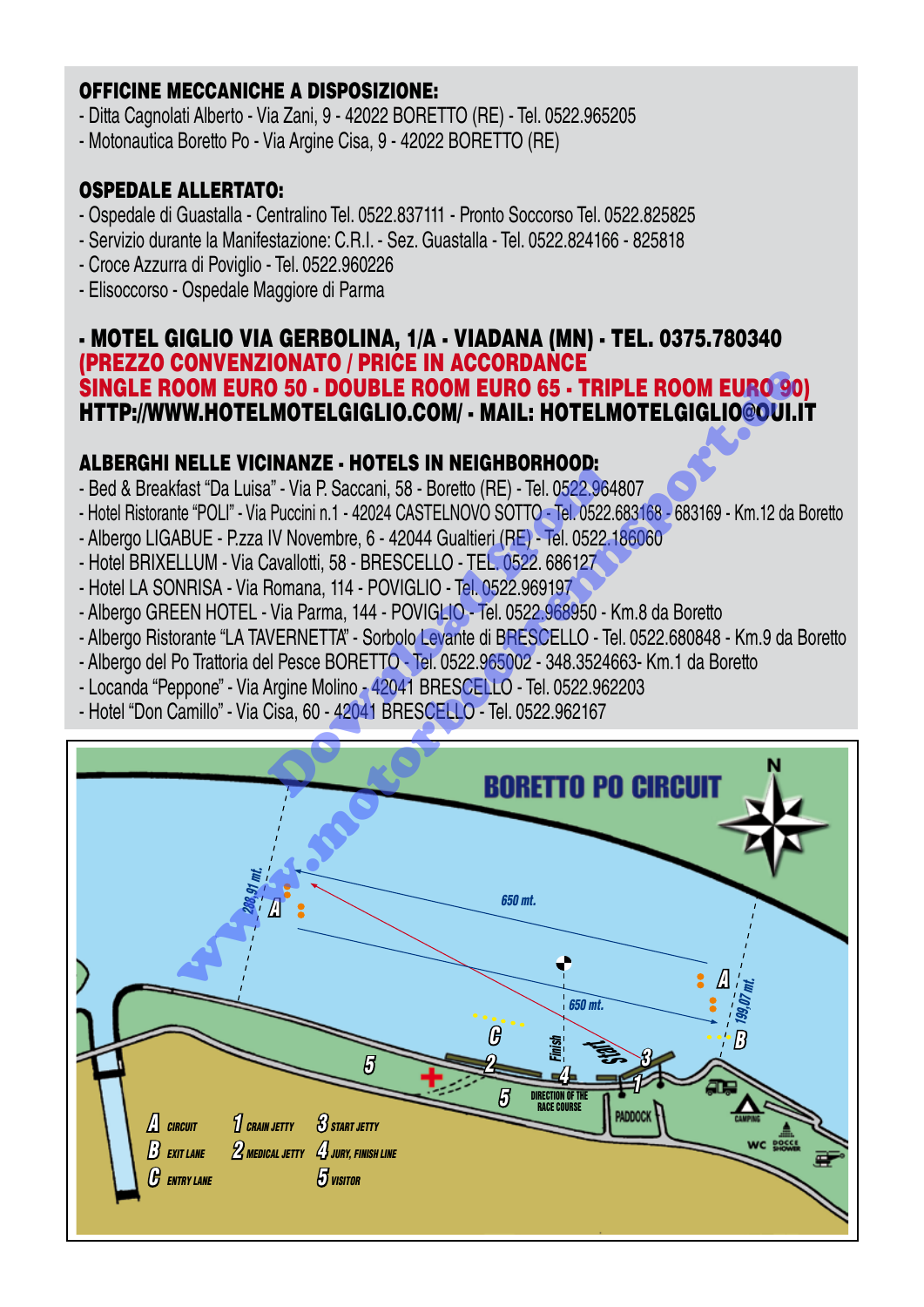## OFFICINE MECCANICHE A DISPOSIZIONE:

- Ditta Cagnolati Alberto - Via Zani, 9 - 42022 BORETTO (RE) - Tel. 0522.965205
- Motonautica Boretto Po - Via Argine Cisa, 9 - 42022 BORETTO (RE)

## OSPEDALE ALLERTATO:

- Ospedale di Guastalla - Centralino Tel. 0522.837111 - Pronto Soccorso Tel. 0522.825825
- Servizio durante la Manifestazione: C.R.I. - Sez. Guastalla - Tel. 0522.824166 - 825818
- Croce Azzurra di Poviglio - Tel. 0522.960226
- Elisoccorso - Ospedale Maggiore di Parma

**- MOTEL GIGLIO VIA GERBOLINA, 1/A - VIADANA (MN) - TEL. 0375.780340**
**(PREZZO CONVENZIONATO / PRICE IN ACCORDANCE**
**SINGLE ROOM EURO 50 - DOUBLE ROOM EURO 65 - TRIPLE ROOM EURO 90)**
**HTTP://WWW.HOTELMOTELGIGLIO.COM/ - MAIL: HOTELMOTELGIGLIO@OUI.IT**

## ALBERGHI NELLE VICINANZE - HOTELS IN NEIGHBORHOOD:

- Bed & Breakfast "Da Luisa" - Via P. Saccani, 58 - Boretto (RE) - Tel. 0522.964807
- Hotel Ristorante "POLI" - Via Puccini n.1 - 42024 CASTELNOVO SOTTO - Tel. 0522.683168 - 683169 - Km.12 da Boretto
- Albergo LIGABUE - P.zza IV Novembre, 6 - 42044 Gualtieri (RE) - Tel. 0522.186060
- Hotel BRIXELLUM - Via Cavallotti, 58 - BRESCELLO - TEL. 0522. 686127
- Hotel LA SONRISA - Via Romana, 114 - POVIGLIO - Tel. 0522.969197
- Albergo GREEN HOTEL - Via Parma, 144 - POVIGLIO - Tel. 0522.968950 - Km.8 da Boretto
- Albergo Ristorante "LA TAVERNETTA" - Sorbolo Levante di BRESCELLO - Tel. 0522.680848 - Km.9 da Boretto
- Albergo del Po Trattoria del Pesce BORETTO - Tel. 0522.965002 - 348.3524663- Km.1 da Boretto
- Locanda "Peppone" - Via Argine Molino - 42041 BRESCELLO - Tel. 0522.962203
- Hotel "Don Camillo" - Via Cisa, 60 - 42041 BRESCELLO - Tel. 0522.962167

## BORETTO PO CIRCUIT

650 mt. — 650 mt. — 288,91 mt. — 199,07 mt.

- A CIRCUIT
- B EXIT LANE
- C ENTRY LANE
- 1 CRAIN JETTY
- 2 MEDICAL JETTY
- 3 START JETTY
- 4 JURY, FINISH LINE
- 5 VISITOR

DIRECTION OF THE RACE COURSE — PADDOCK — CAMPING — WC — DOCCE SHOWER — Start — Finish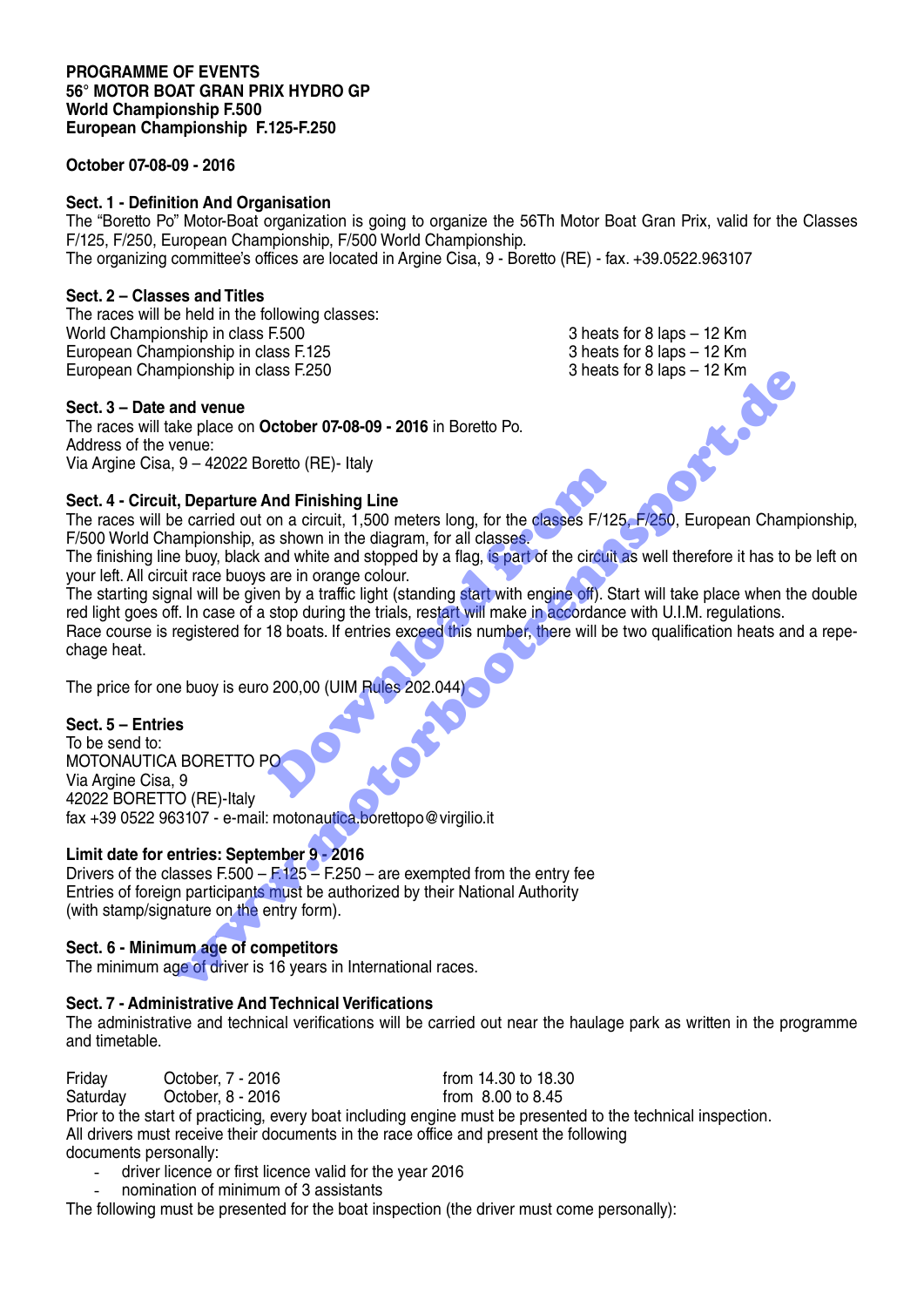**PROGRAMME OF EVENTS**
**56° MOTOR BOAT GRAN PRIX HYDRO GP**
**World Championship F.500**
**European Championship F.125-F.250**

**October 07-08-09 - 2016**

**Sect. 1 - Definition And Organisation**
The "Boretto Po" Motor-Boat organization is going to organize the 56Th Motor Boat Gran Prix, valid for the Classes F/125, F/250, European Championship, F/500 World Championship.
The organizing committee's offices are located in Argine Cisa, 9 - Boretto (RE) - fax. +39.0522.963107

**Sect. 2 – Classes and Titles**
The races will be held in the following classes:

| | |
|---|---|
| World Championship in class F.500 | 3 heats for 8 laps – 12 Km |
| European Championship in class F.125 | 3 heats for 8 laps – 12 Km |
| European Championship in class F.250 | 3 heats for 8 laps – 12 Km |

**Sect. 3 – Date and venue**
The races will take place on **October 07-08-09 - 2016** in Boretto Po.
Address of the venue:
Via Argine Cisa, 9 – 42022 Boretto (RE)- Italy

**Sect. 4 - Circuit, Departure And Finishing Line**
The races will be carried out on a circuit, 1,500 meters long, for the classes F/125, F/250, European Championship, F/500 World Championship, as shown in the diagram, for all classes.
The finishing line buoy, black and white and stopped by a flag, is part of the circuit as well therefore it has to be left on your left. All circuit race buoys are in orange colour.
The starting signal will be given by a traffic light (standing start with engine off). Start will take place when the double red light goes off. In case of a stop during the trials, restart will make in accordance with U.I.M. regulations.
Race course is registered for 18 boats. If entries exceed this number, there will be two qualification heats and a repechage heat.

The price for one buoy is euro 200,00 (UIM Rules 202.044)

**Sect. 5 – Entries**
To be send to:
MOTONAUTICA BORETTO PO
Via Argine Cisa, 9
42022 BORETTO (RE)-Italy
fax +39 0522 963107 - e-mail: motonautica.borettopo@virgilio.it

**Limit date for entries: September 9 - 2016**
Drivers of the classes F.500 – F.125 – F.250 – are exempted from the entry fee
Entries of foreign participants must be authorized by their National Authority
(with stamp/signature on the entry form).

**Sect. 6 - Minimum age of competitors**
The minimum age of driver is 16 years in International races.

**Sect. 7 - Administrative And Technical Verifications**
The administrative and technical verifications will be carried out near the haulage park as written in the programme and timetable.

| | | |
|---|---|---|
| Friday | October, 7 - 2016 | from 14.30 to 18.30 |
| Saturday | October, 8 - 2016 | from 8.00 to 8.45 |

Prior to the start of practicing, every boat including engine must be presented to the technical inspection.
All drivers must receive their documents in the race office and present the following documents personally:

- driver licence or first licence valid for the year 2016
- nomination of minimum of 3 assistants

The following must be presented for the boat inspection (the driver must come personally):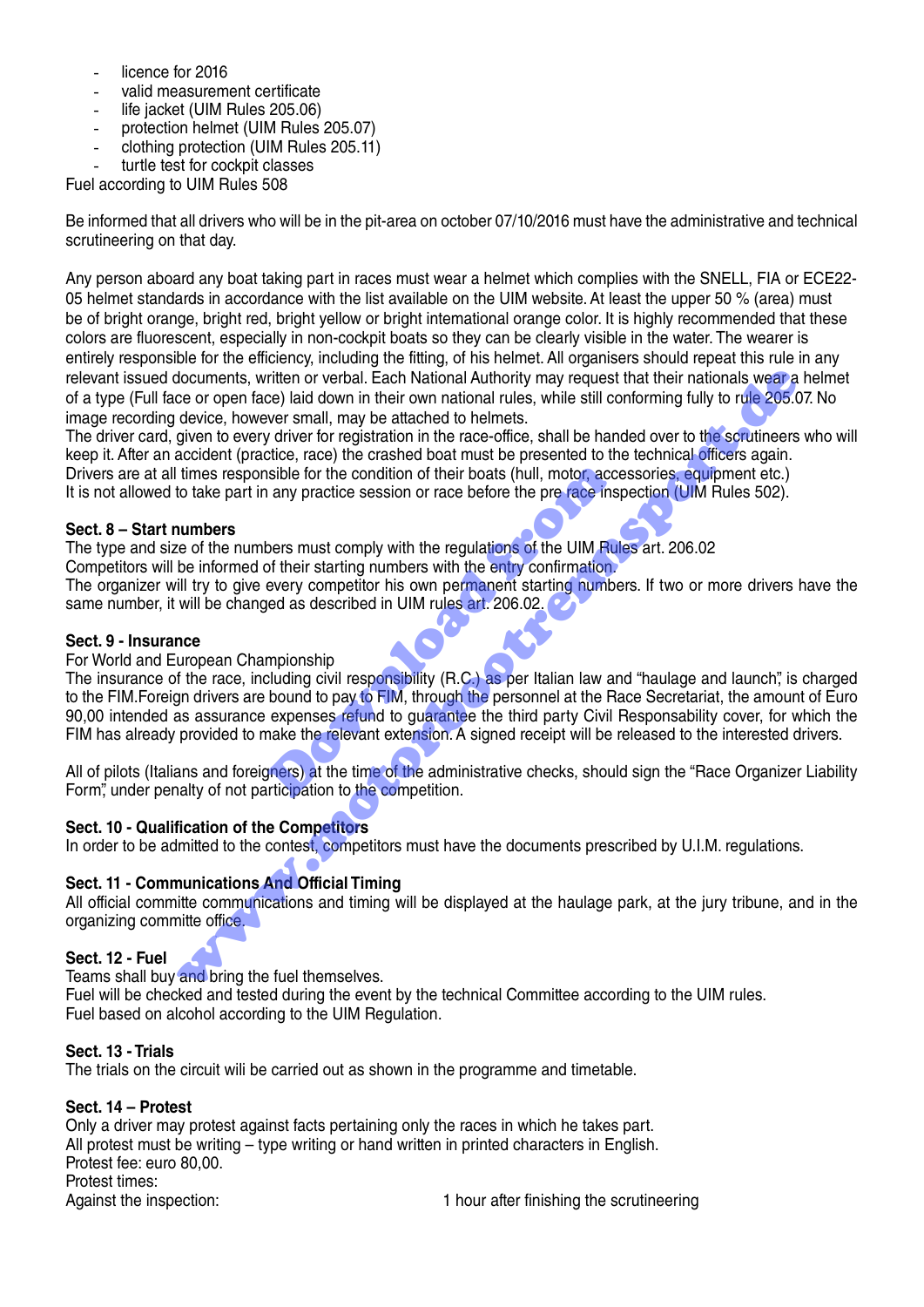- licence for 2016
- valid measurement certificate
- life jacket (UIM Rules 205.06)
- protection helmet (UIM Rules 205.07)
- clothing protection (UIM Rules 205.11)
- turtle test for cockpit classes

Fuel according to UIM Rules 508

Be informed that all drivers who will be in the pit-area on october 07/10/2016 must have the administrative and technical scrutineering on that day.

Any person aboard any boat taking part in races must wear a helmet which complies with the SNELL, FIA or ECE22-05 helmet standards in accordance with the list available on the UIM website. At least the upper 50 % (area) must be of bright orange, bright red, bright yellow or bright international orange color. It is highly recommended that these colors are fluorescent, especially in non-cockpit boats so they can be clearly visible in the water. The wearer is entirely responsible for the efficiency, including the fitting, of his helmet. All organisers should repeat this rule in any relevant issued documents, written or verbal. Each National Authority may request that their nationals wear a helmet of a type (Full face or open face) laid down in their own national rules, while still conforming fully to rule 205.07. No image recording device, however small, may be attached to helmets.
The driver card, given to every driver for registration in the race-office, shall be handed over to the scrutineers who will keep it. After an accident (practice, race) the crashed boat must be presented to the technical officers again.
Drivers are at all times responsible for the condition of their boats (hull, motor, accessories, equipment etc.)
It is not allowed to take part in any practice session or race before the pre race inspection (UIM Rules 502).

**Sect. 8 – Start numbers**
The type and size of the numbers must comply with the regulations of the UIM Rules art. 206.02
Competitors will be informed of their starting numbers with the entry confirmation.
The organizer will try to give every competitor his own permanent starting numbers. If two or more drivers have the same number, it will be changed as described in UIM rules art. 206.02.

**Sect. 9 - Insurance**
For World and European Championship
The insurance of the race, including civil responsibility (R.C.) as per Italian law and "haulage and launch", is charged to the FIM.Foreign drivers are bound to pay to FIM, through the personnel at the Race Secretariat, the amount of Euro 90,00 intended as assurance expenses refund to guarantee the third party Civil Responsability cover, for which the FIM has already provided to make the relevant extension. A signed receipt will be released to the interested drivers.

All of pilots (Italians and foreigners) at the time of the administrative checks, should sign the "Race Organizer Liability Form", under penalty of not participation to the competition.

**Sect. 10 - Qualification of the Competitors**
In order to be admitted to the contest, competitors must have the documents prescribed by U.I.M. regulations.

**Sect. 11 - Communications And Official Timing**
All official committe communications and timing will be displayed at the haulage park, at the jury tribune, and in the organizing committe office.

**Sect. 12 - Fuel**
Teams shall buy and bring the fuel themselves.
Fuel will be checked and tested during the event by the technical Committee according to the UIM rules.
Fuel based on alcohol according to the UIM Regulation.

**Sect. 13 - Trials**
The trials on the circuit wili be carried out as shown in the programme and timetable.

**Sect. 14 – Protest**
Only a driver may protest against facts pertaining only the races in which he takes part.
All protest must be writing – type writing or hand written in printed characters in English.
Protest fee: euro 80,00.
Protest times:
Against the inspection: 1 hour after finishing the scrutineering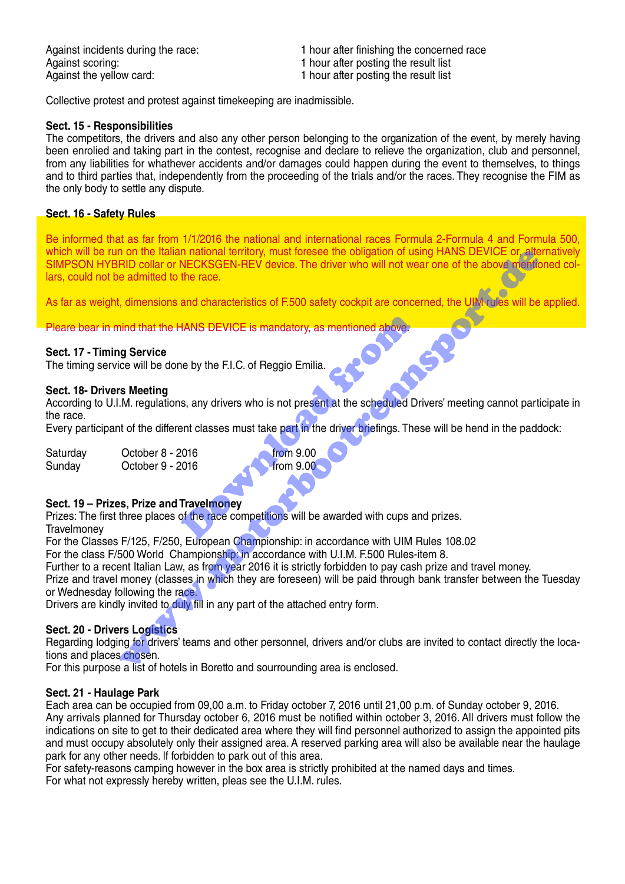| | |
|---|---|
| Against incidents during the race: | 1 hour after finishing the concerned race |
| Against scoring: | 1 hour after posting the result list |
| Against the yellow card: | 1 hour after posting the result list |

Collective protest and protest against timekeeping are inadmissible.

**Sect. 15 - Responsibilities**

The competitors, the drivers and also any other person belonging to the organization of the event, by merely having been enrolied and taking part in the contest, recognise and declare to relieve the organization, club and personnel, from any liabilities for whathever accidents and/or damages could happen during the event to themselves, to things and to third parties that, independently from the proceeding of the trials and/or the races. They recognise the FIM as the only body to settle any dispute.

**Sect. 16 - Safety Rules**

Be informed that as far from 1/1/2016 the national and international races Formula 2-Formula 4 and Formula 500, which will be run on the Italian national territory, must foresee the obligation of using HANS DEVICE or, alternatively SIMPSON HYBRID collar or NECKSGEN-REV device. The driver who will not wear one of the above mentioned collars, could not be admitted to the race.

As far as weight, dimensions and characteristics of F.500 safety cockpit are concerned, the UIM rules will be applied.

Pleare bear in mind that the HANS DEVICE is mandatory, as mentioned above.

**Sect. 17 - Timing Service**

The timing service will be done by the F.I.C. of Reggio Emilia.

**Sect. 18- Drivers Meeting**

According to U.I.M. regulations, any drivers who is not present at the scheduled Drivers' meeting cannot participate in the race.

Every participant of the different classes must take part in the driver briefings. These will be hend in the paddock:

| | | |
|---|---|---|
| Saturday | October 8 - 2016 | from 9.00 |
| Sunday | October 9 - 2016 | from 9.00 |

**Sect. 19 – Prizes, Prize and Travelmoney**

Prizes: The first three places of the race competitions will be awarded with cups and prizes.

Travelmoney

For the Classes F/125, F/250, European Championship: in accordance with UIM Rules 108.02

For the class F/500 World Championship: in accordance with U.I.M. F.500 Rules-item 8.

Further to a recent Italian Law, as from year 2016 it is strictly forbidden to pay cash prize and travel money.

Prize and travel money (classes in which they are foreseen) will be paid through bank transfer between the Tuesday or Wednesday following the race.

Drivers are kindly invited to duly fill in any part of the attached entry form.

**Sect. 20 - Drivers Logistics**

Regarding lodging for drivers' teams and other personnel, drivers and/or clubs are invited to contact directly the locations and places chosen.

For this purpose a list of hotels in Boretto and sourrounding area is enclosed.

**Sect. 21 - Haulage Park**

Each area can be occupied from 09,00 a.m. to Friday october 7, 2016 until 21,00 p.m. of Sunday october 9, 2016.

Any arrivals planned for Thursday october 6, 2016 must be notified within october 3, 2016. All drivers must follow the indications on site to get to their dedicated area where they will find personnel authorized to assign the appointed pits and must occupy absolutely only their assigned area. A reserved parking area will also be available near the haulage park for any other needs. If forbidden to park out of this area.

For safety-reasons camping however in the box area is strictly prohibited at the named days and times.

For what not expressly hereby written, pleas see the U.I.M. rules.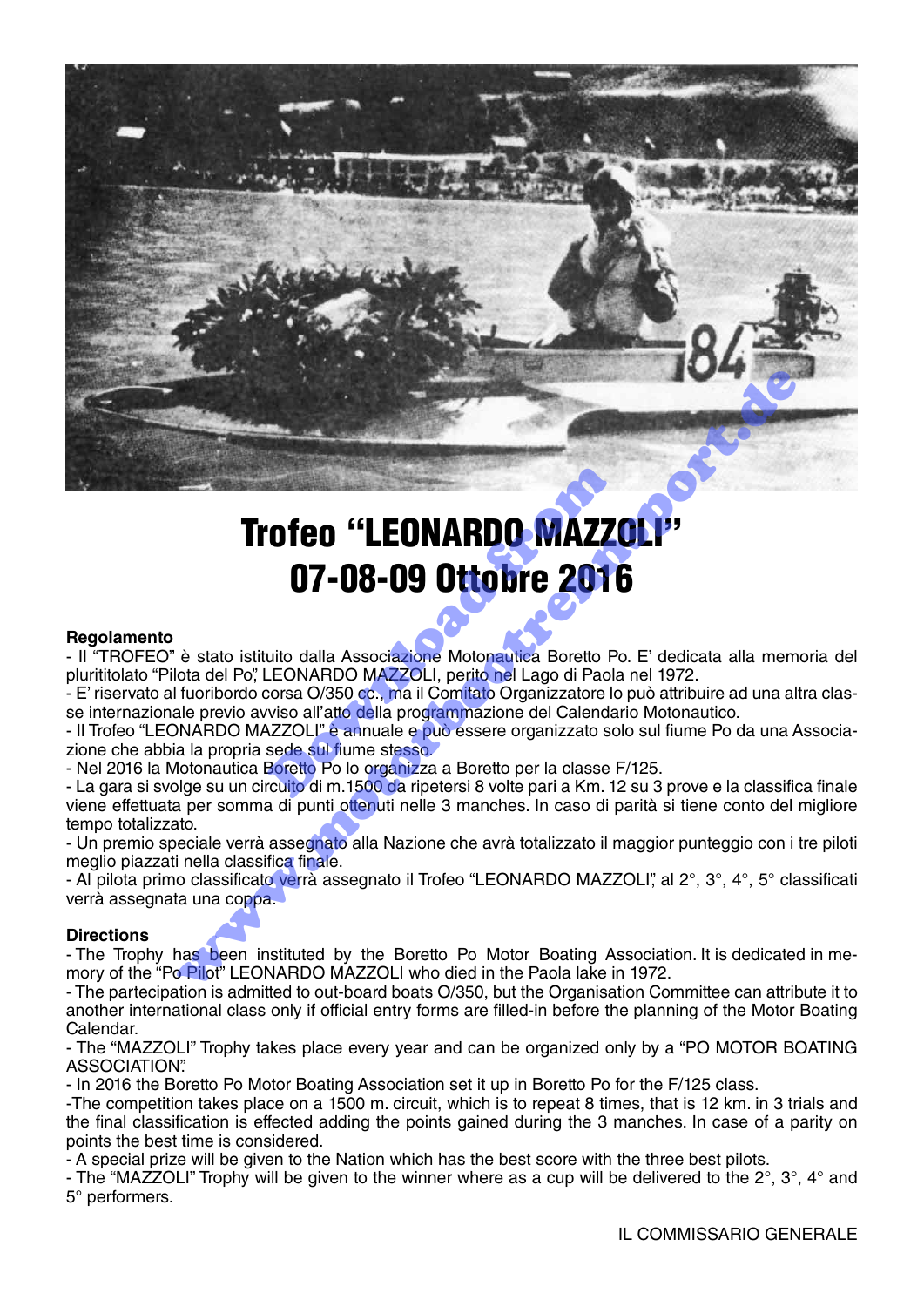# Trofeo "LEONARDO MAZZOLI"
# 07-08-09 Ottobre 2016

**Regolamento**

- Il "TROFEO" è stato istituito dalla Associazione Motonautica Boretto Po. E' dedicata alla memoria del plurititolato "Pilota del Po", LEONARDO MAZZOLI, perito nel Lago di Paola nel 1972.
- E' riservato al fuoribordo corsa O/350 cc., ma il Comitato Organizzatore lo può attribuire ad una altra classe internazionale previo avviso all'atto della programmazione del Calendario Motonautico.
- Il Trofeo "LEONARDO MAZZOLI" è annuale e può essere organizzato solo sul fiume Po da una Associazione che abbia la propria sede sul fiume stesso.
- Nel 2016 la Motonautica Boretto Po lo organizza a Boretto per la classe F/125.
- La gara si svolge su un circuito di m.1500 da ripetersi 8 volte pari a Km. 12 su 3 prove e la classifica finale viene effettuata per somma di punti ottenuti nelle 3 manches. In caso di parità si tiene conto del migliore tempo totalizzato.
- Un premio speciale verrà assegnato alla Nazione che avrà totalizzato il maggior punteggio con i tre piloti meglio piazzati nella classifica finale.
- Al pilota primo classificato verrà assegnato il Trofeo "LEONARDO MAZZOLI", al 2°, 3°, 4°, 5° classificati verrà assegnata una coppa.

**Directions**

- The Trophy has been instituted by the Boretto Po Motor Boating Association. It is dedicated in memory of the "Po Pilot" LEONARDO MAZZOLI who died in the Paola lake in 1972.
- The partecipation is admitted to out-board boats O/350, but the Organisation Committee can attribute it to another international class only if official entry forms are filled-in before the planning of the Motor Boating Calendar.
- The "MAZZOLI" Trophy takes place every year and can be organized only by a "PO MOTOR BOATING ASSOCIATION".
- In 2016 the Boretto Po Motor Boating Association set it up in Boretto Po for the F/125 class.
- The competition takes place on a 1500 m. circuit, which is to repeat 8 times, that is 12 km. in 3 trials and the final classification is effected adding the points gained during the 3 manches. In case of a parity on points the best time is considered.
- A special prize will be given to the Nation which has the best score with the three best pilots.
- The "MAZZOLI" Trophy will be given to the winner where as a cup will be delivered to the 2°, 3°, 4° and 5° performers.

IL COMMISSARIO GENERALE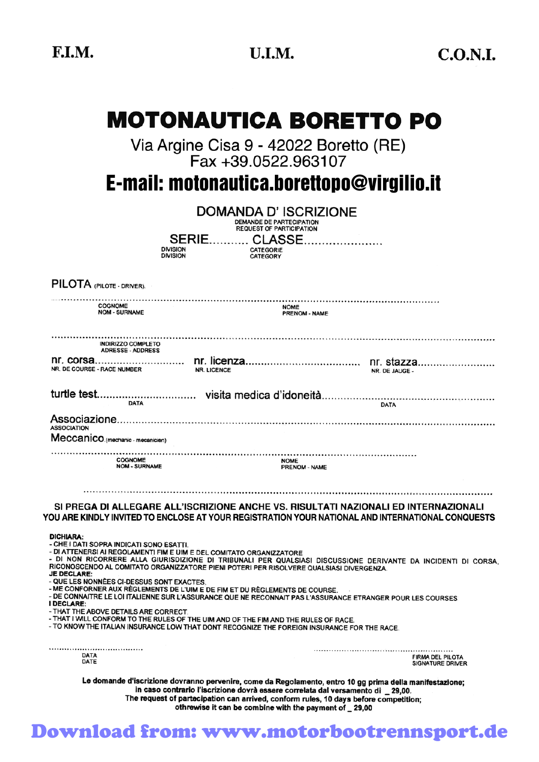F.I.M. U.I.M. C.O.N.I.

# MOTONAUTICA BORETTO PO

Via Argine Cisa 9 - 42022 Boretto (RE)
Fax +39.0522.963107

## E-mail: motonautica.borettopo@virgilio.it

### DOMANDA D' ISCRIZIONE

DEMANDE DE PARTECIPATION
REQUEST OF PARTICIPATION

SERIE.......... CLASSE......................
DIVISION CATEGORIE
DIVISION CATEGORY

PILOTA (PILOTE - DRIVER).

.................................................................................................................
COGNOME NOME
NOM - SURNAME PRENOM - NAME

.................................................................................................................
INDIRIZZO COMPLETO
ADRESSE - ADDRESS

nr. corsa............................ nr. licenza.................................... nr. stazza........................
NR. DE COURSE - RACE NUMBER NR. LICENCE NR. DE JAUGE -

turtle test............................... visita medica d'idoneità.......................................................
DATA DATA

Associazione.......................................................................................................................
ASSOCIATION

Meccanico (mechanic - mecanicien)

.................................................................................................................
COGNOME NOME
NOM - SURNAME PRENOM - NAME

.................................................................................................................

**SI PREGA DI ALLEGARE ALL'ISCRIZIONE ANCHE VS. RISULTATI NAZIONALI ED INTERNAZIONALI**
**YOU ARE KINDLY INVITED TO ENCLOSE AT YOUR REGISTRATION YOUR NATIONAL AND INTERNATIONAL CONQUESTS**

**DICHIARA:**
- CHE I DATI SOPRA INDICATI SONO ESATTI.
- DI ATTENERSI AI REGOLAMENTI FIM E UIM E DEL COMITATO ORGANIZZATORE
- DI NON RICORRERE ALLA GIURISDIZIONE DI TRIBUNALI PER QUALSIASI DISCUSSIONE DERIVANTE DA INCIDENTI DI CORSA, RICONOSCENDO AL COMITATO ORGANIZZATORE PIENI POTERI PER RISOLVERE QUALSIASI DIVERGENZA.

**JE DECLARE:**
- QUE LES NONNÈES CI-DESSUS SONT EXACTES.
- ME CONFORNER AUX RÈGLEMENTS DE L'UIM E DE FIM ET DU RÈGLEMENTS DE COURSE.
- DE CONNAITRE LE LOI ITALIENNE SUR L'ASSURANCE QUE NE RECONNAIT PAS L'ASSURANCE ETRANGER POUR LES COURSES

**I DECLARE:**
- THAT THE ABOVE DETAILS ARE CORRECT.
- THAT I WILL CONFORM TO THE RULES OF THE UIM AND OF THE FIM AND THE RULES OF RACE.
- TO KNOW THE ITALIAN INSURANCE LOW THAT DONT RECOGNIZE THE FOREIGN INSURANCE FOR THE RACE.

.................................... ........................................................
DATA FIRMA DEL PILOTA
DATE SIGNATURE DRIVER

**Le domande d'iscrizione dovranno pervenire, come da Regolamento, entro 10 gg prima della manifestazione; in caso contrario l'iscrizione dovrà essere correlata dal versamento di _ 29,00.**
**The request of partecipation can arrived, conform rules, 10 days before competition; othrewise it can be combine with the payment of _ 29,00**

Download from: www.motorbootrennsport.de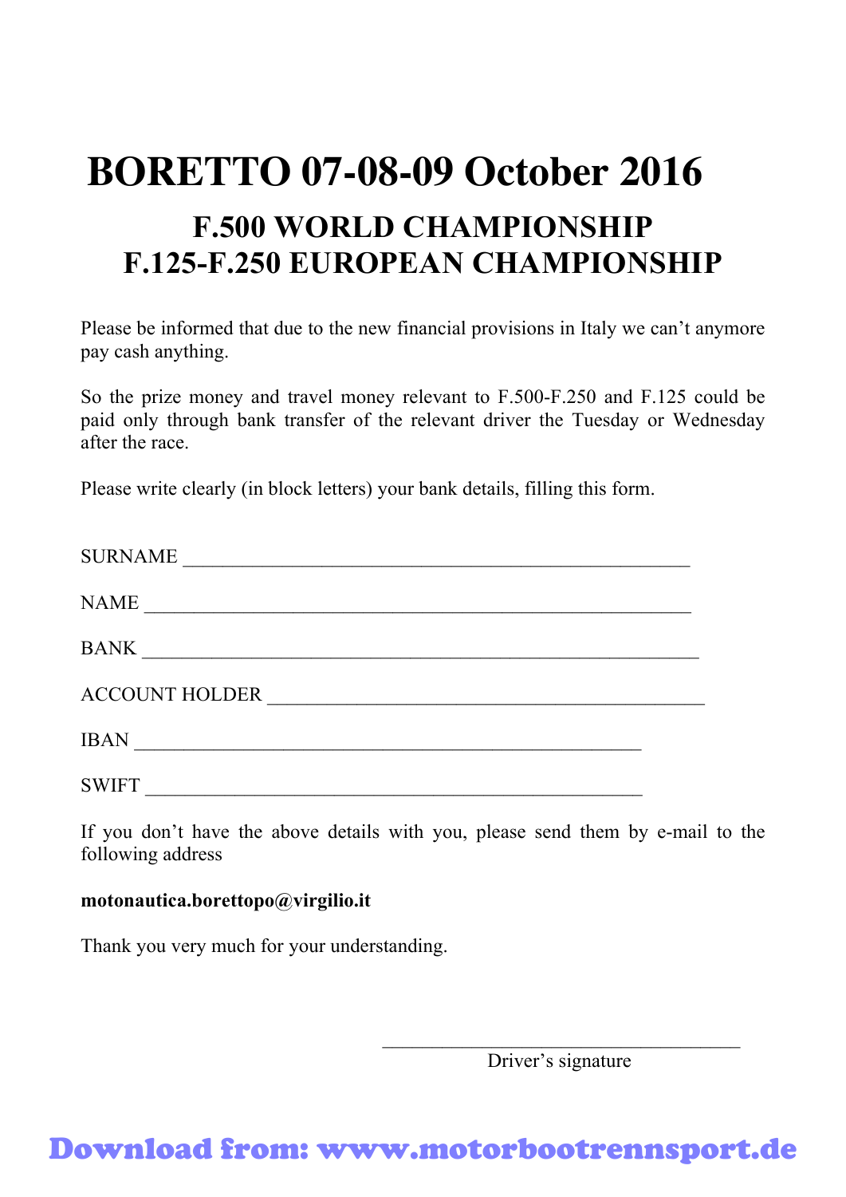# BORETTO 07-08-09 October 2016

## F.500 WORLD CHAMPIONSHIP
## F.125-F.250 EUROPEAN CHAMPIONSHIP

Please be informed that due to the new financial provisions in Italy we can't anymore pay cash anything.

So the prize money and travel money relevant to F.500-F.250 and F.125 could be paid only through bank transfer of the relevant driver the Tuesday or Wednesday after the race.

Please write clearly (in block letters) your bank details, filling this form.

SURNAME ______________________________________________________

NAME _________________________________________________________

BANK _________________________________________________________

ACCOUNT HOLDER _______________________________________________

IBAN _________________________________________________________

SWIFT ________________________________________________________

If you don't have the above details with you, please send them by e-mail to the following address

**motonautica.borettopo@virgilio.it**

Thank you very much for your understanding.

_____________________________________

Driver's signature

Download from: www.motorbootrennsport.de